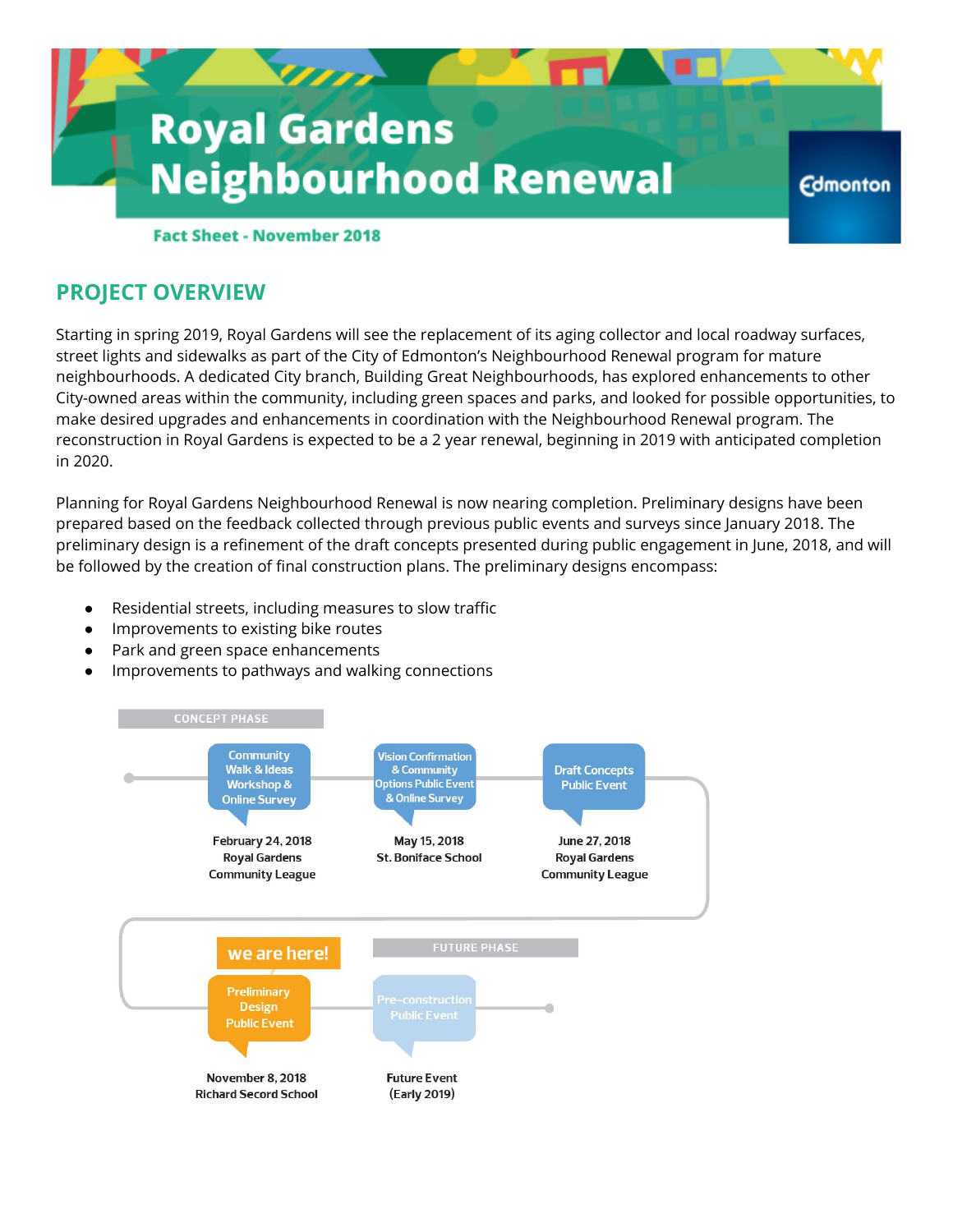# Royal Gardens Neighbourhood Renewal

Edmonton

**Fact Sheet - November 2018**

## PROJECT OVERVIEW

Starting in spring 2019, Royal Gardens will see the replacement of its aging collector and local roadway surfaces, street lights and sidewalks as part of the City of Edmonton's Neighbourhood Renewal program for mature neighbourhoods. A dedicated City branch, Building Great Neighbourhoods, has explored enhancements to other City-owned areas within the community, including green spaces and parks, and looked for possible opportunities, to make desired upgrades and enhancements in coordination with the Neighbourhood Renewal program. The reconstruction in Royal Gardens is expected to be a 2 year renewal, beginning in 2019 with anticipated completion in 2020.

Planning for Royal Gardens Neighbourhood Renewal is now nearing completion. Preliminary designs have been prepared based on the feedback collected through previous public events and surveys since January 2018. The preliminary design is a refinement of the draft concepts presented during public engagement in June, 2018, and will be followed by the creation of final construction plans. The preliminary designs encompass:

- Residential streets, including measures to slow traffic
- Improvements to existing bike routes
- Park and green space enhancements
- Improvements to pathways and walking connections

**CONCEPT PHASE**

- **Community Walk & Ideas Workshop & Online Survey** — February 24, 2018, Royal Gardens Community League
- **Vision Confirmation & Community Options Public Event & Online Survey** — May 15, 2018, St. Boniface School
- **Draft Concepts Public Event** — June 27, 2018, Royal Gardens Community League

**we are here!**

- **Preliminary Design Public Event** — November 8, 2018, Richard Secord School

**FUTURE PHASE**

- **Pre-construction Public Event** — Future Event (Early 2019)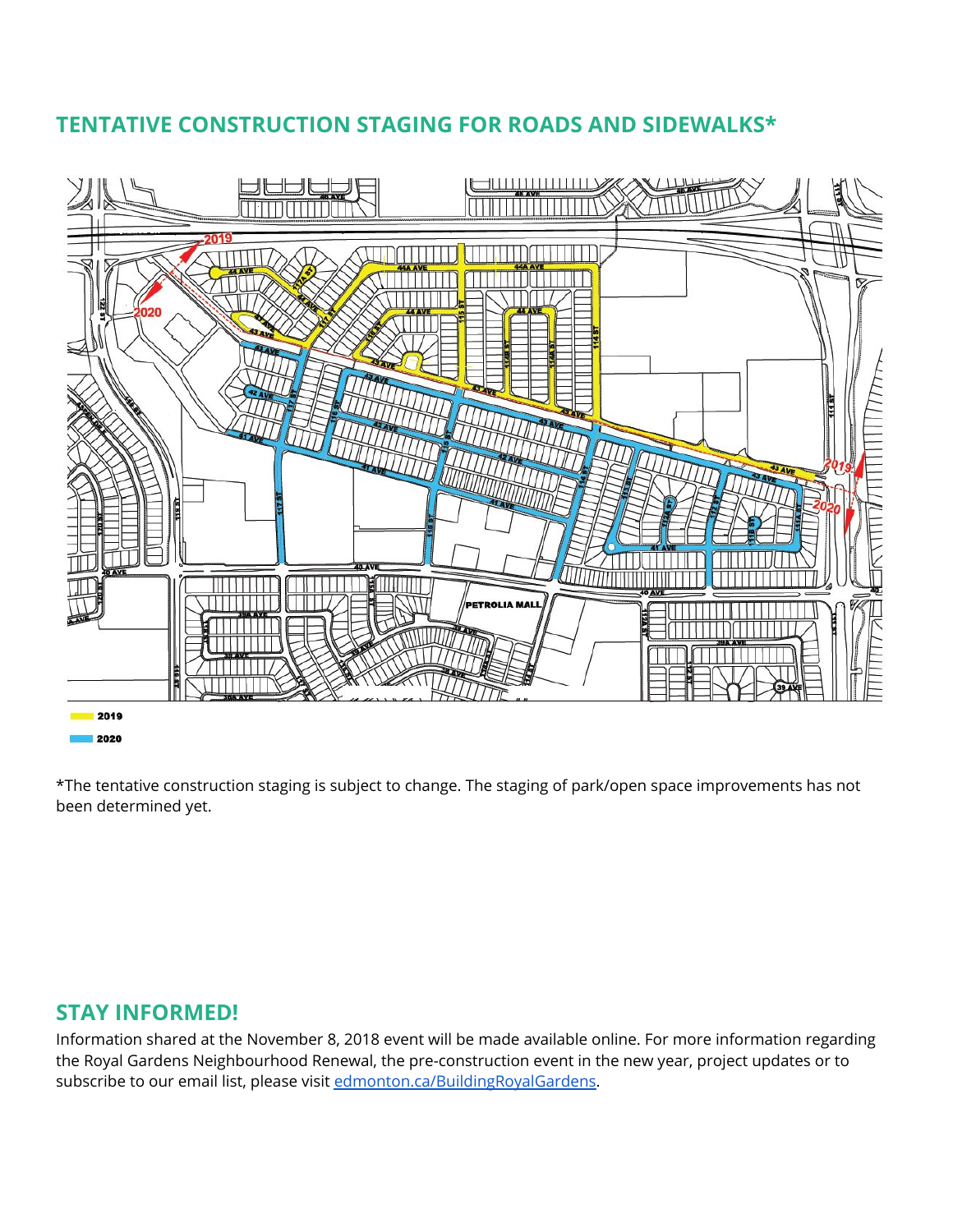## TENTATIVE CONSTRUCTION STAGING FOR ROADS AND SIDEWALKS*

2019

2020

*The tentative construction staging is subject to change. The staging of park/open space improvements has not been determined yet.

## STAY INFORMED!

Information shared at the November 8, 2018 event will be made available online. For more information regarding the Royal Gardens Neighbourhood Renewal, the pre-construction event in the new year, project updates or to subscribe to our email list, please visit [edmonton.ca/BuildingRoyalGardens](edmonton.ca/BuildingRoyalGardens).